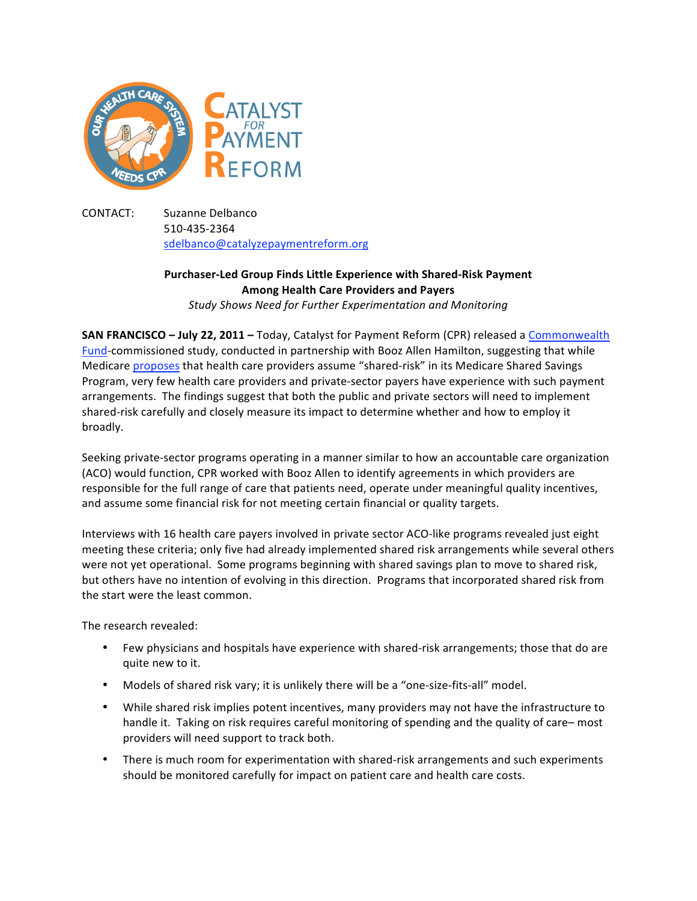CATALYST FOR PAYMENT REFORM

CONTACT: Suzanne Delbanco
510-435-2364
sdelbanco@catalyzepaymentreform.org

**Purchaser-Led Group Finds Little Experience with Shared-Risk Payment Among Health Care Providers and Payers**

*Study Shows Need for Further Experimentation and Monitoring*

**SAN FRANCISCO – July 22, 2011 –** Today, Catalyst for Payment Reform (CPR) released a Commonwealth Fund-commissioned study, conducted in partnership with Booz Allen Hamilton, suggesting that while Medicare proposes that health care providers assume "shared-risk" in its Medicare Shared Savings Program, very few health care providers and private-sector payers have experience with such payment arrangements. The findings suggest that both the public and private sectors will need to implement shared-risk carefully and closely measure its impact to determine whether and how to employ it broadly.

Seeking private-sector programs operating in a manner similar to how an accountable care organization (ACO) would function, CPR worked with Booz Allen to identify agreements in which providers are responsible for the full range of care that patients need, operate under meaningful quality incentives, and assume some financial risk for not meeting certain financial or quality targets.

Interviews with 16 health care payers involved in private sector ACO-like programs revealed just eight meeting these criteria; only five had already implemented shared risk arrangements while several others were not yet operational. Some programs beginning with shared savings plan to move to shared risk, but others have no intention of evolving in this direction. Programs that incorporated shared risk from the start were the least common.

The research revealed:

- Few physicians and hospitals have experience with shared-risk arrangements; those that do are quite new to it.
- Models of shared risk vary; it is unlikely there will be a "one-size-fits-all" model.
- While shared risk implies potent incentives, many providers may not have the infrastructure to handle it. Taking on risk requires careful monitoring of spending and the quality of care– most providers will need support to track both.
- There is much room for experimentation with shared-risk arrangements and such experiments should be monitored carefully for impact on patient care and health care costs.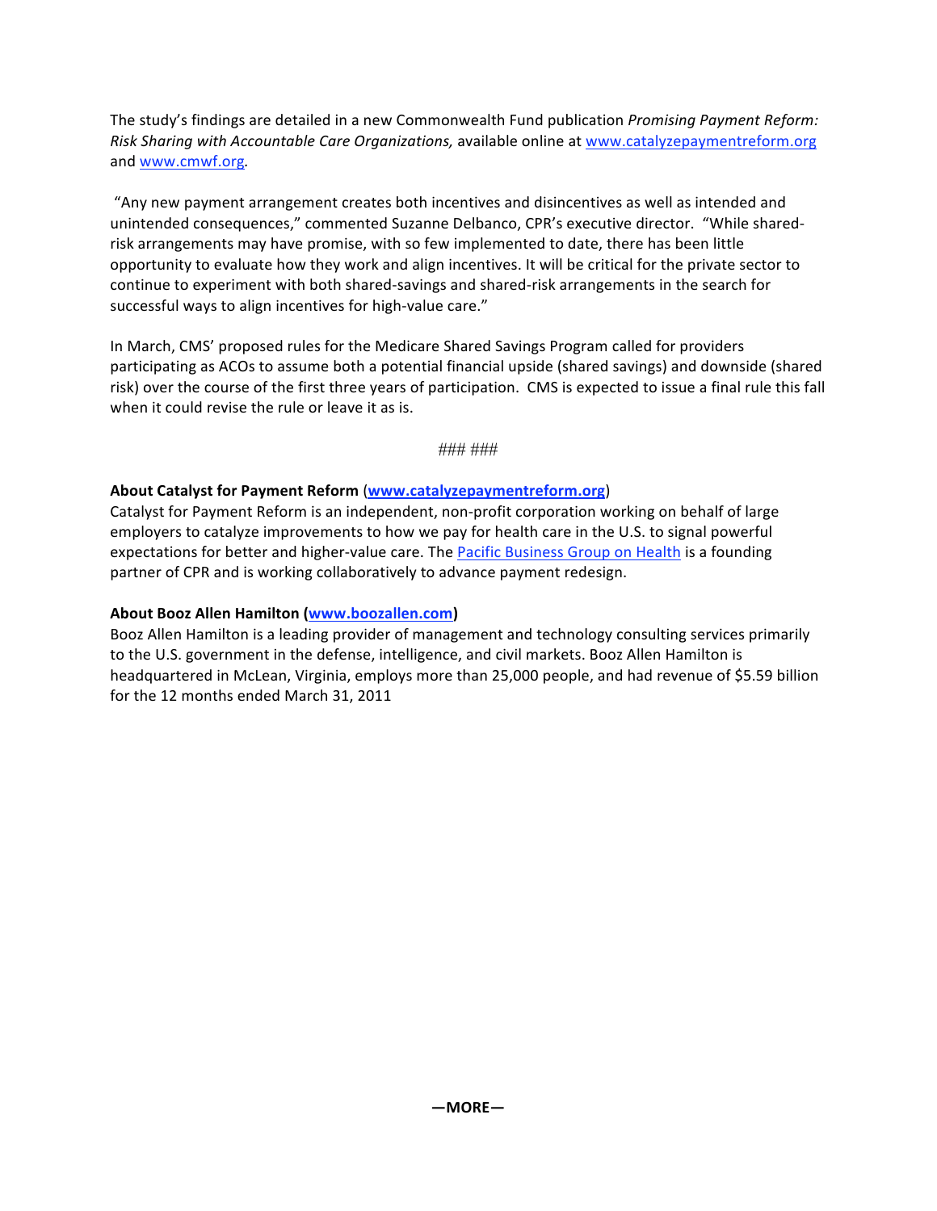The study's findings are detailed in a new Commonwealth Fund publication *Promising Payment Reform: Risk Sharing with Accountable Care Organizations,* available online at www.catalyzepaymentreform.org and www.cmwf.org.

"Any new payment arrangement creates both incentives and disincentives as well as intended and unintended consequences," commented Suzanne Delbanco, CPR's executive director. "While shared-risk arrangements may have promise, with so few implemented to date, there has been little opportunity to evaluate how they work and align incentives. It will be critical for the private sector to continue to experiment with both shared-savings and shared-risk arrangements in the search for successful ways to align incentives for high-value care."

In March, CMS' proposed rules for the Medicare Shared Savings Program called for providers participating as ACOs to assume both a potential financial upside (shared savings) and downside (shared risk) over the course of the first three years of participation. CMS is expected to issue a final rule this fall when it could revise the rule or leave it as is.

### ###

**About Catalyst for Payment Reform** (**www.catalyzepaymentreform.org**)
Catalyst for Payment Reform is an independent, non-profit corporation working on behalf of large employers to catalyze improvements to how we pay for health care in the U.S. to signal powerful expectations for better and higher-value care. The Pacific Business Group on Health is a founding partner of CPR and is working collaboratively to advance payment redesign.

**About Booz Allen Hamilton (www.boozallen.com)**
Booz Allen Hamilton is a leading provider of management and technology consulting services primarily to the U.S. government in the defense, intelligence, and civil markets. Booz Allen Hamilton is headquartered in McLean, Virginia, employs more than 25,000 people, and had revenue of $5.59 billion for the 12 months ended March 31, 2011

**—MORE—**